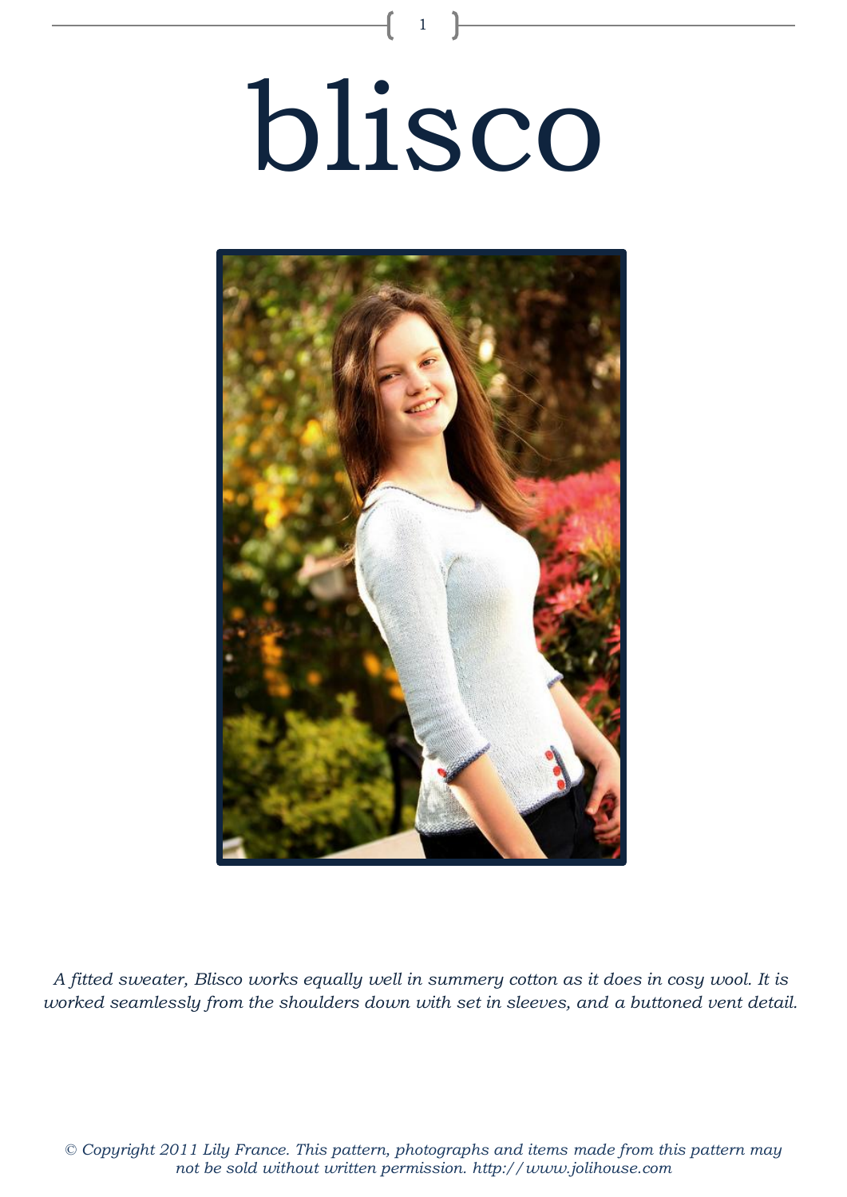# blisco

*A fitted sweater, Blisco works equally well in summery cotton as it does in cosy wool. It is worked seamlessly from the shoulders down with set in sleeves, and a buttoned vent detail.*

*© Copyright 2011 Lily France. This pattern, photographs and items made from this pattern may not be sold without written permission. http://www.jolihouse.com*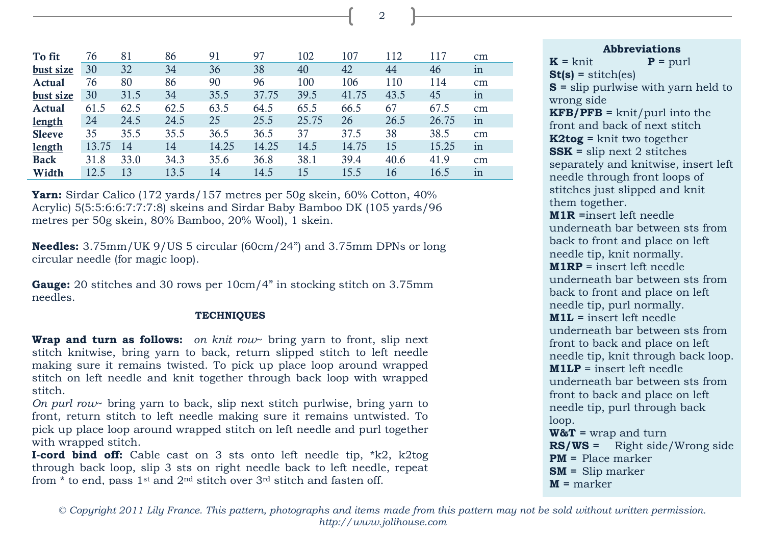| | | | | | | | | | | |
|---|---|---|---|---|---|---|---|---|---|---|
| **To fit** | 76 | 81 | 86 | 91 | 97 | 102 | 107 | 112 | 117 | cm |
| **bust size** | 30 | 32 | 34 | 36 | 38 | 40 | 42 | 44 | 46 | in |
| **Actual** | 76 | 80 | 86 | 90 | 96 | 100 | 106 | 110 | 114 | cm |
| **bust size** | 30 | 31.5 | 34 | 35.5 | 37.75 | 39.5 | 41.75 | 43.5 | 45 | in |
| **Actual** | 61.5 | 62.5 | 62.5 | 63.5 | 64.5 | 65.5 | 66.5 | 67 | 67.5 | cm |
| **length** | 24 | 24.5 | 24.5 | 25 | 25.5 | 25.75 | 26 | 26.5 | 26.75 | in |
| **Sleeve** | 35 | 35.5 | 35.5 | 36.5 | 36.5 | 37 | 37.5 | 38 | 38.5 | cm |
| **length** | 13.75 | 14 | 14 | 14.25 | 14.25 | 14.5 | 14.75 | 15 | 15.25 | in |
| **Back** | 31.8 | 33.0 | 34.3 | 35.6 | 36.8 | 38.1 | 39.4 | 40.6 | 41.9 | cm |
| **Width** | 12.5 | 13 | 13.5 | 14 | 14.5 | 15 | 15.5 | 16 | 16.5 | in |

**Yarn:** Sirdar Calico (172 yards/157 metres per 50g skein, 60% Cotton, 40% Acrylic) 5(5:5:6:6:7:7:7:8) skeins and Sirdar Baby Bamboo DK (105 yards/96 metres per 50g skein, 80% Bamboo, 20% Wool), 1 skein.

**Needles:** 3.75mm/UK 9/US 5 circular (60cm/24") and 3.75mm DPNs or long circular needle (for magic loop).

**Gauge:** 20 stitches and 30 rows per 10cm/4" in stocking stitch on 3.75mm needles.

### TECHNIQUES

**Wrap and turn as follows:** *on knit row~* bring yarn to front, slip next stitch knitwise, bring yarn to back, return slipped stitch to left needle making sure it remains twisted. To pick up place loop around wrapped stitch on left needle and knit together through back loop with wrapped stitch.

*On purl row~* bring yarn to back, slip next stitch purlwise, bring yarn to front, return stitch to left needle making sure it remains untwisted. To pick up place loop around wrapped stitch on left needle and purl together with wrapped stitch.

**I-cord bind off:** Cable cast on 3 sts onto left needle tip, *k2, k2tog through back loop, slip 3 sts on right needle back to left needle, repeat from * to end, pass 1st and 2nd stitch over 3rd stitch and fasten off.

### Abbreviations

**K** = knit **P** = purl
**St(s)** = stitch(es)
**S** = slip purlwise with yarn held to wrong side
**KFB/PFB** = knit/purl into the front and back of next stitch
**K2tog** = knit two together
**SSK** = slip next 2 stitches separately and knitwise, insert left needle through front loops of stitches just slipped and knit them together.
**M1R** =insert left needle underneath bar between sts from back to front and place on left needle tip, knit normally.
**M1RP** = insert left needle underneath bar between sts from back to front and place on left needle tip, purl normally.
**M1L** = insert left needle underneath bar between sts from front to back and place on left needle tip, knit through back loop.
**M1LP** = insert left needle underneath bar between sts from front to back and place on left needle tip, purl through back loop.
**W&T** = wrap and turn
**RS/WS** = Right side/Wrong side
**PM** = Place marker
**SM** = Slip marker
**M** = marker

*© Copyright 2011 Lily France. This pattern, photographs and items made from this pattern may not be sold without written permission.*
*http://www.jolihouse.com*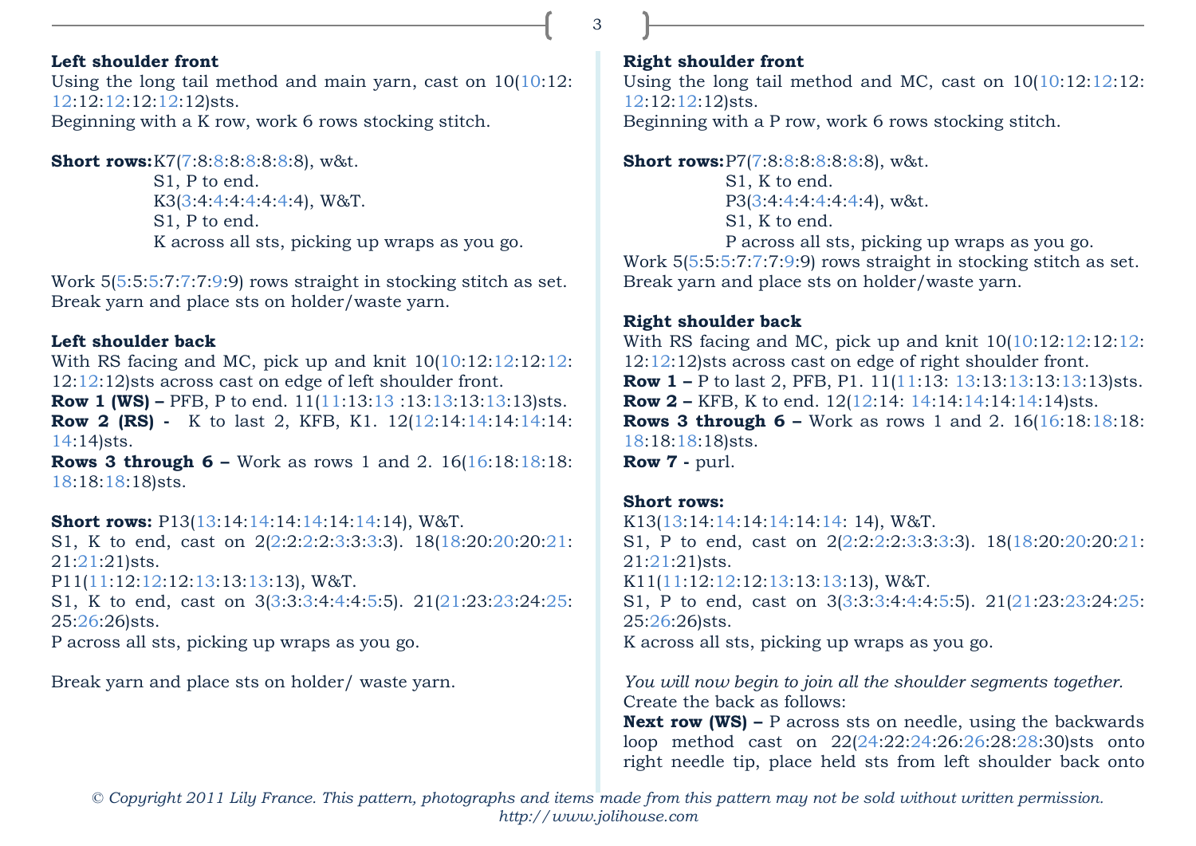**Left shoulder front**
Using the long tail method and main yarn, cast on 10(10:12:12:12:12:12:12:12)sts.
Beginning with a K row, work 6 rows stocking stitch.

**Short rows:** K7(7:8:8:8:8:8:8:8), w&t.
S1, P to end.
K3(3:4:4:4:4:4:4:4), W&T.
S1, P to end.
K across all sts, picking up wraps as you go.

Work 5(5:5:5:7:7:7:9:9) rows straight in stocking stitch as set.
Break yarn and place sts on holder/waste yarn.

**Left shoulder back**
With RS facing and MC, pick up and knit 10(10:12:12:12:12:12:12:12)sts across cast on edge of left shoulder front.
**Row 1 (WS) –** PFB, P to end. 11(11:13:13 :13:13:13:13:13)sts.
**Row 2 (RS) -** K to last 2, KFB, K1. 12(12:14:14:14:14:14:14:14)sts.
**Rows 3 through 6 –** Work as rows 1 and 2. 16(16:18:18:18:18:18:18:18)sts.

**Short rows:** P13(13:14:14:14:14:14:14:14), W&T.
S1, K to end, cast on 2(2:2:2:2:3:3:3:3). 18(18:20:20:20:21:21:21:21)sts.
P11(11:12:12:12:13:13:13:13), W&T.
S1, K to end, cast on 3(3:3:3:4:4:4:5:5). 21(21:23:23:24:25:25:26:26)sts.
P across all sts, picking up wraps as you go.

Break yarn and place sts on holder/ waste yarn.

**Right shoulder front**
Using the long tail method and MC, cast on 10(10:12:12:12:12:12:12:12)sts.
Beginning with a P row, work 6 rows stocking stitch.

**Short rows:** P7(7:8:8:8:8:8:8:8), w&t.
S1, K to end.
P3(3:4:4:4:4:4:4:4), w&t.
S1, K to end.
P across all sts, picking up wraps as you go.
Work 5(5:5:5:7:7:7:9:9) rows straight in stocking stitch as set.
Break yarn and place sts on holder/waste yarn.

**Right shoulder back**
With RS facing and MC, pick up and knit 10(10:12:12:12:12:12:12:12)sts across cast on edge of right shoulder front.
**Row 1 –** P to last 2, PFB, P1. 11(11:13: 13:13:13:13:13:13)sts.
**Row 2 –** KFB, K to end. 12(12:14: 14:14:14:14:14:14)sts.
**Rows 3 through 6 –** Work as rows 1 and 2. 16(16:18:18:18:18:18:18:18)sts.
**Row 7 -** purl.

**Short rows:**
K13(13:14:14:14:14:14:14: 14), W&T.
S1, P to end, cast on 2(2:2:2:2:3:3:3:3). 18(18:20:20:20:21:21:21:21)sts.
K11(11:12:12:12:13:13:13:13), W&T.
S1, P to end, cast on 3(3:3:3:4:4:4:5:5). 21(21:23:23:24:25:25:26:26)sts.
K across all sts, picking up wraps as you go.

*You will now begin to join all the shoulder segments together.*
Create the back as follows:
**Next row (WS) –** P across sts on needle, using the backwards loop method cast on 22(24:22:24:26:26:28:28:30)sts onto right needle tip, place held sts from left shoulder back onto

*© Copyright 2011 Lily France. This pattern, photographs and items made from this pattern may not be sold without written permission. http://www.jolihouse.com*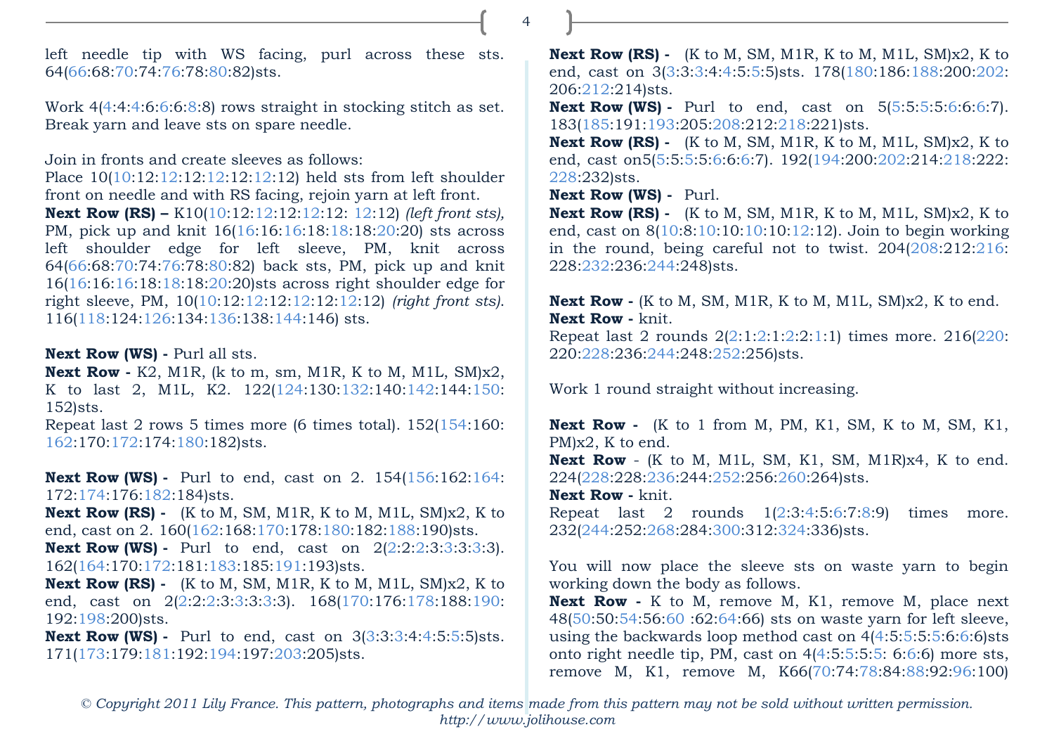left needle tip with WS facing, purl across these sts. 64(66:68:70:74:76:78:80:82)sts.

Work 4(4:4:4:6:6:6:8:8) rows straight in stocking stitch as set. Break yarn and leave sts on spare needle.

Join in fronts and create sleeves as follows:
Place 10(10:12:12:12:12:12:12:12) held sts from left shoulder front on needle and with RS facing, rejoin yarn at left front.
**Next Row (RS) –** K10(10:12:12:12:12:12: 12:12) *(left front sts),* PM, pick up and knit 16(16:16:16:18:18:18:20:20) sts across left shoulder edge for left sleeve, PM, knit across 64(66:68:70:74:76:78:80:82) back sts, PM, pick up and knit 16(16:16:16:18:18:18:20:20)sts across right shoulder edge for right sleeve, PM, 10(10:12:12:12:12:12:12:12) *(right front sts).* 116(118:124:126:134:136:138:144:146) sts.

**Next Row (WS) -** Purl all sts.
**Next Row -** K2, M1R, (k to m, sm, M1R, K to M, M1L, SM)x2, K to last 2, M1L, K2. 122(124:130:132:140:142:144:150:152)sts.
Repeat last 2 rows 5 times more (6 times total). 152(154:160:162:170:172:174:180:182)sts.

**Next Row (WS) -** Purl to end, cast on 2. 154(156:162:164:172:174:176:182:184)sts.
**Next Row (RS) -** (K to M, SM, M1R, K to M, M1L, SM)x2, K to end, cast on 2. 160(162:168:170:178:180:182:188:190)sts.
**Next Row (WS) -** Purl to end, cast on 2(2:2:2:3:3:3:3:3). 162(164:170:172:181:183:185:191:193)sts.
**Next Row (RS) -** (K to M, SM, M1R, K to M, M1L, SM)x2, K to end, cast on 2(2:2:2:3:3:3:3:3). 168(170:176:178:188:190:192:198:200)sts.
**Next Row (WS) -** Purl to end, cast on 3(3:3:3:4:4:5:5:5)sts. 171(173:179:181:192:194:197:203:205)sts.
**Next Row (RS) -** (K to M, SM, M1R, K to M, M1L, SM)x2, K to end, cast on 3(3:3:3:4:4:5:5:5)sts. 178(180:186:188:200:202:206:212:214)sts.
**Next Row (WS) -** Purl to end, cast on 5(5:5:5:5:6:6:6:7). 183(185:191:193:205:208:212:218:221)sts.
**Next Row (RS) -** (K to M, SM, M1R, K to M, M1L, SM)x2, K to end, cast on5(5:5:5:5:6:6:6:7). 192(194:200:202:214:218:222:228:232)sts.
**Next Row (WS) -** Purl.
**Next Row (RS) -** (K to M, SM, M1R, K to M, M1L, SM)x2, K to end, cast on 8(10:8:10:10:10:10:12:12). Join to begin working in the round, being careful not to twist. 204(208:212:216:228:232:236:244:248)sts.

**Next Row -** (K to M, SM, M1R, K to M, M1L, SM)x2, K to end.
**Next Row -** knit.
Repeat last 2 rounds 2(2:1:2:1:2:2:1:1) times more. 216(220:220:228:236:244:248:252:256)sts.

Work 1 round straight without increasing.

**Next Row -** (K to 1 from M, PM, K1, SM, K to M, SM, K1, PM)x2, K to end.
**Next Row** - (K to M, M1L, SM, K1, SM, M1R)x4, K to end. 224(228:228:236:244:252:256:260:264)sts.
**Next Row -** knit.
Repeat last 2 rounds 1(2:3:4:5:6:7:8:9) times more. 232(244:252:268:284:300:312:324:336)sts.

You will now place the sleeve sts on waste yarn to begin working down the body as follows.
**Next Row -** K to M, remove M, K1, remove M, place next 48(50:50:54:56:60 :62:64:66) sts on waste yarn for left sleeve, using the backwards loop method cast on 4(4:5:5:5:5:6:6:6)sts onto right needle tip, PM, cast on 4(4:5:5:5:5: 6:6:6) more sts, remove M, K1, remove M, K66(70:74:78:84:88:92:96:100)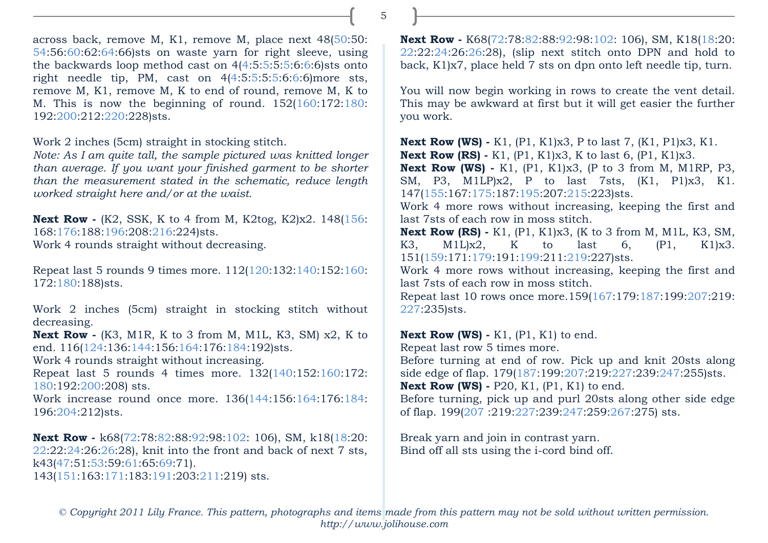across back, remove M, K1, remove M, place next 48(50:50:54:56:60:62:64:66)sts on waste yarn for right sleeve, using the backwards loop method cast on 4(4:5:5:5:5:6:6:6)sts onto right needle tip, PM, cast on 4(4:5:5:5:5:6:6:6)more sts, remove M, K1, remove M, K to end of round, remove M, K to M. This is now the beginning of round. 152(160:172:180:192:200:212:220:228)sts.

Work 2 inches (5cm) straight in stocking stitch.
*Note: As I am quite tall, the sample pictured was knitted longer than average. If you want your finished garment to be shorter than the measurement stated in the schematic, reduce length worked straight here and/or at the waist.*

**Next Row -** (K2, SSK, K to 4 from M, K2tog, K2)x2. 148(156:168:176:188:196:208:216:224)sts.
Work 4 rounds straight without decreasing.

Repeat last 5 rounds 9 times more. 112(120:132:140:152:160:172:180:188)sts.

Work 2 inches (5cm) straight in stocking stitch without decreasing.
**Next Row -** (K3, M1R, K to 3 from M, M1L, K3, SM) x2, K to end. 116(124:136:144:156:164:176:184:192)sts.
Work 4 rounds straight without increasing.
Repeat last 5 rounds 4 times more. 132(140:152:160:172:180:192:200:208) sts.
Work increase round once more. 136(144:156:164:176:184:196:204:212)sts.

**Next Row -** k68(72:78:82:88:92:98:102: 106), SM, k18(18:20:22:22:24:26:26:28), knit into the front and back of next 7 sts, k43(47:51:53:59:61:65:69:71).
143(151:163:171:183:191:203:211:219) sts.

**Next Row -** K68(72:78:82:88:92:98:102: 106), SM, K18(18:20:22:22:24:26:26:28), (slip next stitch onto DPN and hold to back, K1)x7, place held 7 sts on dpn onto left needle tip, turn.

You will now begin working in rows to create the vent detail. This may be awkward at first but it will get easier the further you work.

**Next Row (WS) -** K1, (P1, K1)x3, P to last 7, (K1, P1)x3, K1.
**Next Row (RS) -** K1, (P1, K1)x3, K to last 6, (P1, K1)x3.
**Next Row (WS) -** K1, (P1, K1)x3, (P to 3 from M, M1RP, P3, SM, P3, M1LP)x2, P to last 7sts, (K1, P1)x3, K1. 147(155:167:175:187:195:207:215:223)sts.
Work 4 more rows without increasing, keeping the first and last 7sts of each row in moss stitch.
**Next Row (RS) -** K1, (P1, K1)x3, (K to 3 from M, M1L, K3, SM, K3, M1L)x2, K to last 6, (P1, K1)x3. 151(159:171:179:191:199:211:219:227)sts.
Work 4 more rows without increasing, keeping the first and last 7sts of each row in moss stitch.
Repeat last 10 rows once more.159(167:179:187:199:207:219:227:235)sts.

**Next Row (WS) -** K1, (P1, K1) to end.
Repeat last row 5 times more.
Before turning at end of row. Pick up and knit 20sts along side edge of flap. 179(187:199:207:219:227:239:247:255)sts.
**Next Row (WS) -** P20, K1, (P1, K1) to end.
Before turning, pick up and purl 20sts along other side edge of flap. 199(207 :219:227:239:247:259:267:275) sts.

Break yarn and join in contrast yarn.
Bind off all sts using the i-cord bind off.

*© Copyright 2011 Lily France. This pattern, photographs and items made from this pattern may not be sold without written permission.*
*http://www.jolihouse.com*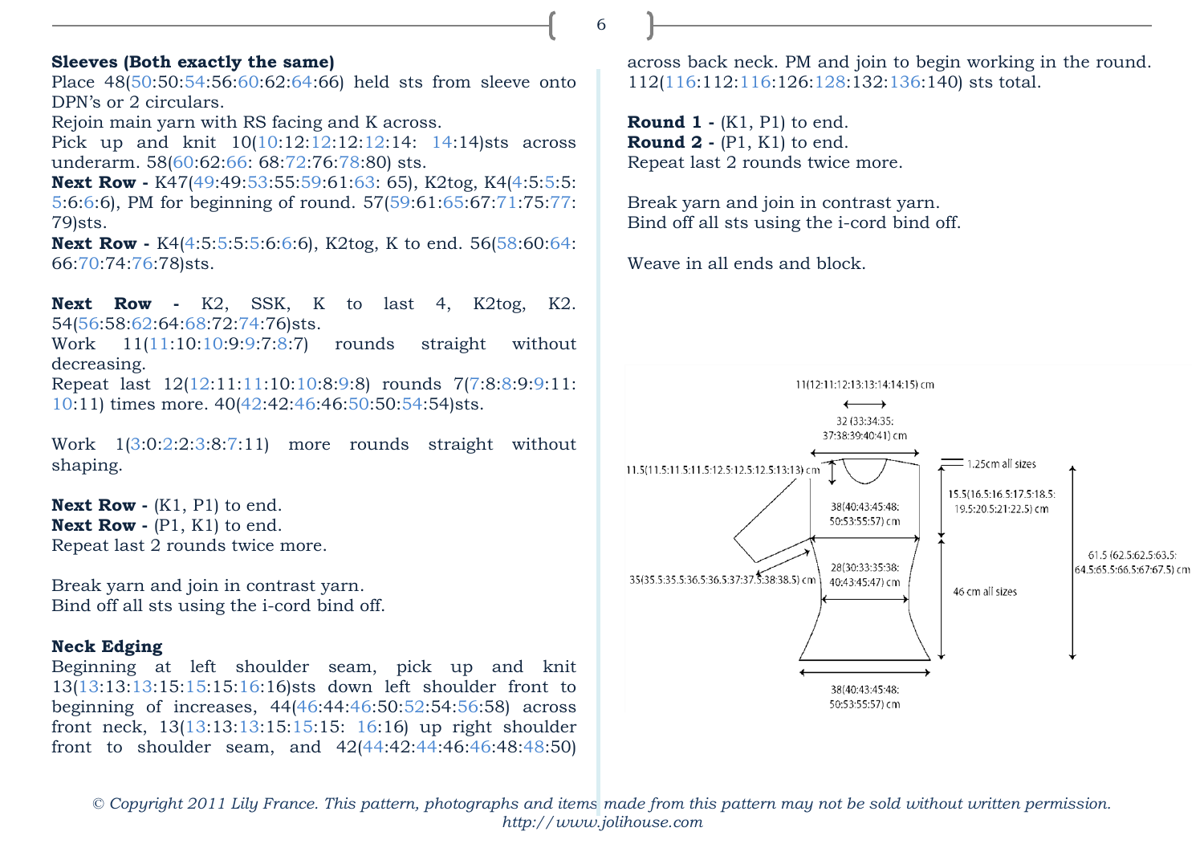**Sleeves (Both exactly the same)**
Place 48(50:50:54:56:60:62:64:66) held sts from sleeve onto DPN's or 2 circulars.
Rejoin main yarn with RS facing and K across.
Pick up and knit 10(10:12:12:12:12:14: 14:14)sts across underarm. 58(60:62:66: 68:72:76:78:80) sts.
**Next Row -** K47(49:49:53:55:59:61:63: 65), K2tog, K4(4:5:5:5: 5:6:6:6), PM for beginning of round. 57(59:61:65:67:71:75:77: 79)sts.
**Next Row -** K4(4:5:5:5:5:6:6:6), K2tog, K to end. 56(58:60:64: 66:70:74:76:78)sts.

**Next Row -** K2, SSK, K to last 4, K2tog, K2. 54(56:58:62:64:68:72:74:76)sts.
Work 11(11:10:10:9:9:7:8:7) rounds straight without decreasing.
Repeat last 12(12:11:11:10:10:8:9:8) rounds 7(7:8:8:9:9:11: 10:11) times more. 40(42:42:46:46:50:50:54:54)sts.

Work 1(3:0:2:2:3:8:7:11) more rounds straight without shaping.

**Next Row -** (K1, P1) to end.
**Next Row -** (P1, K1) to end.
Repeat last 2 rounds twice more.

Break yarn and join in contrast yarn.
Bind off all sts using the i-cord bind off.

**Neck Edging**
Beginning at left shoulder seam, pick up and knit 13(13:13:13:15:15:15:16:16)sts down left shoulder front to beginning of increases, 44(46:44:46:50:52:54:56:58) across front neck, 13(13:13:13:15:15:15: 16:16) up right shoulder front to shoulder seam, and 42(44:42:44:46:46:48:48:50) across back neck. PM and join to begin working in the round. 112(116:112:116:126:128:132:136:140) sts total.

**Round 1 -** (K1, P1) to end.
**Round 2 -** (P1, K1) to end.
Repeat last 2 rounds twice more.

Break yarn and join in contrast yarn.
Bind off all sts using the i-cord bind off.

Weave in all ends and block.

11(12:11:12:13:13:14:14:15) cm
32 (33:34:35: 37:38:39:40:41) cm
11.5(11.5:11.5:11.5:12.5:12.5:12.5:13:13) cm
1.25cm all sizes
15.5(16.5:16.5:17.5:18.5: 19.5:20.5:21:22.5) cm
38(40:43:45:48: 50:53:55:57) cm
28(30:33:35:38: 40:43:45:47) cm
35(35.5:35.5:36.5:36.5:37:37.5:38:38.5) cm
46 cm all sizes
61.5 (62.5:62.5:63.5: 64.5:65.5:66.5:67:67.5) cm
38(40:43:45:48: 50:53:55:57) cm

*© Copyright 2011 Lily France. This pattern, photographs and items made from this pattern may not be sold without written permission.*
*http://www.jolihouse.com*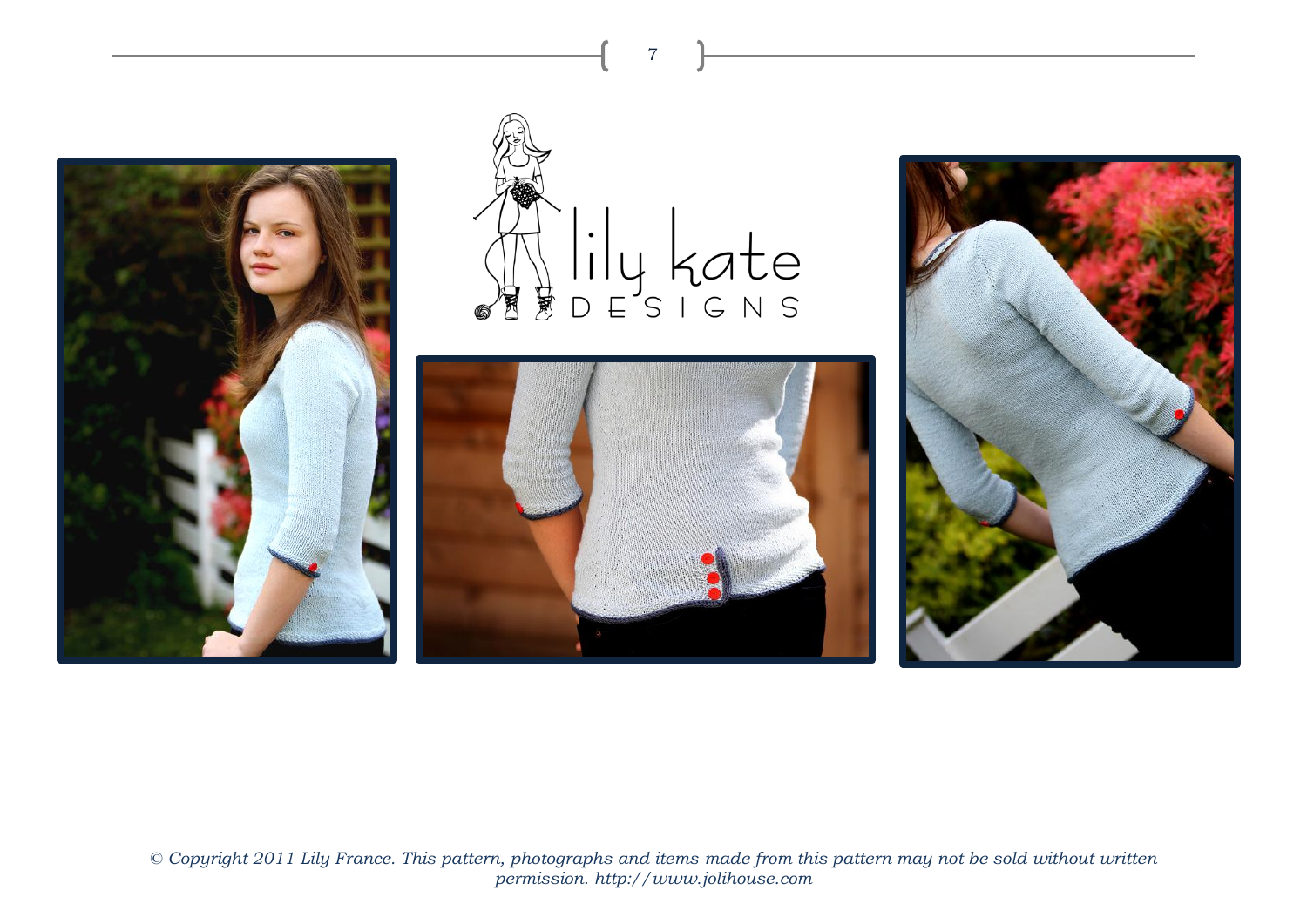lily kate DESIGNS

*© Copyright 2011 Lily France. This pattern, photographs and items made from this pattern may not be sold without written permission. http://www.jolihouse.com*